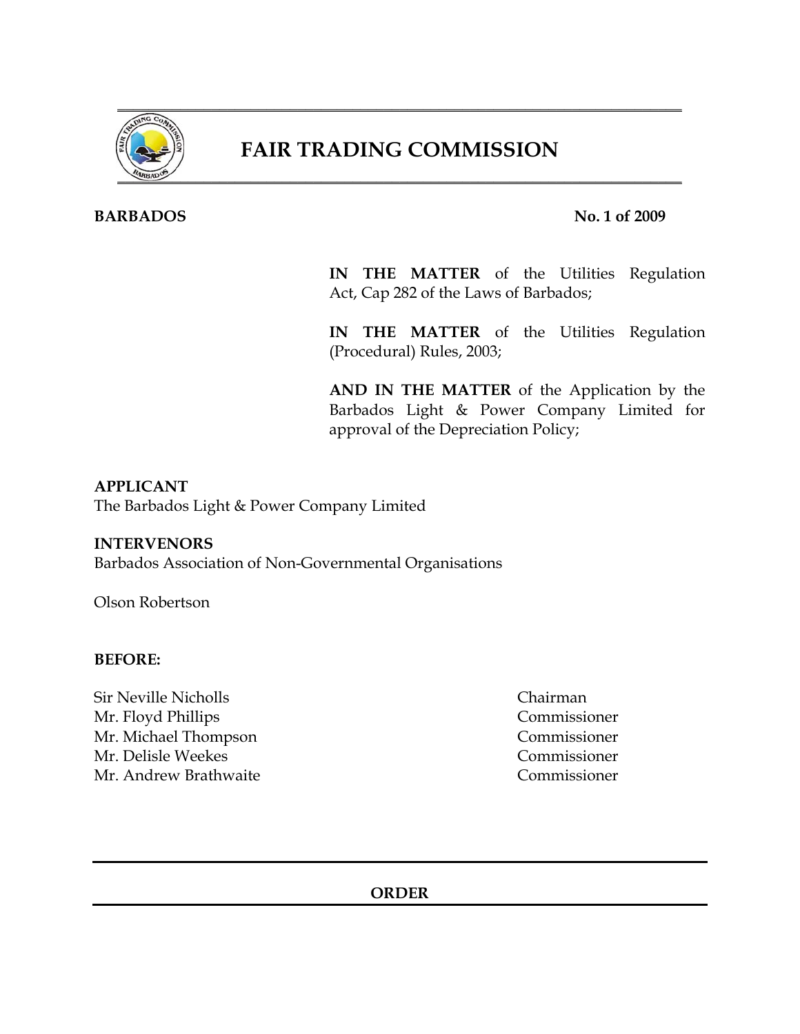# FAIR TRADING COMMISSION

**BARBADOS** **No. 1 of 2009**

**IN THE MATTER** of the Utilities Regulation Act, Cap 282 of the Laws of Barbados;

**IN THE MATTER** of the Utilities Regulation (Procedural) Rules, 2003;

**AND IN THE MATTER** of the Application by the Barbados Light & Power Company Limited for approval of the Depreciation Policy;

**APPLICANT**
The Barbados Light & Power Company Limited

**INTERVENORS**
Barbados Association of Non-Governmental Organisations

Olson Robertson

**BEFORE:**

| | |
|---|---|
| Sir Neville Nicholls | Chairman |
| Mr. Floyd Phillips | Commissioner |
| Mr. Michael Thompson | Commissioner |
| Mr. Delisle Weekes | Commissioner |
| Mr. Andrew Brathwaite | Commissioner |

## ORDER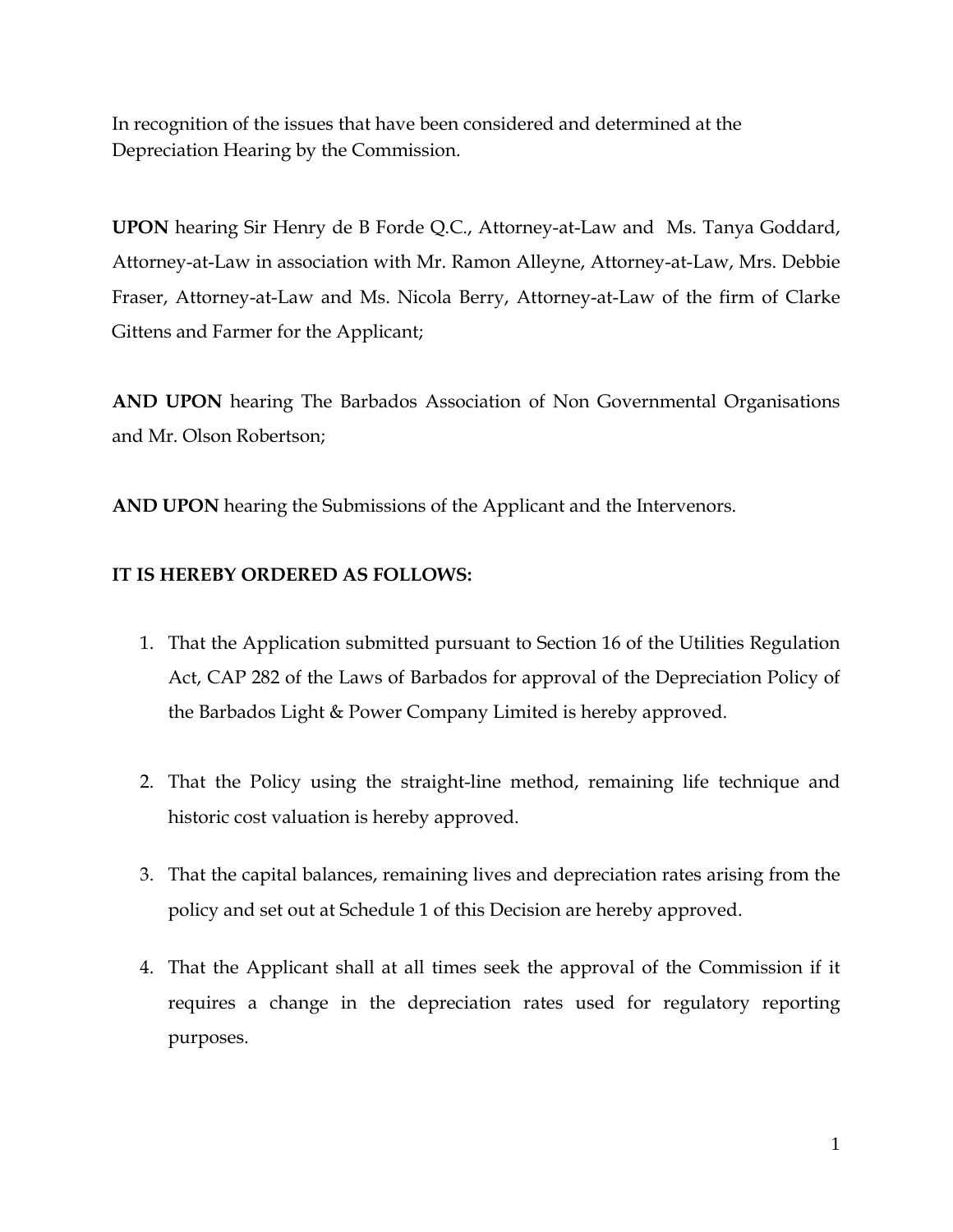In recognition of the issues that have been considered and determined at the Depreciation Hearing by the Commission.

**UPON** hearing Sir Henry de B Forde Q.C., Attorney-at-Law and Ms. Tanya Goddard, Attorney-at-Law in association with Mr. Ramon Alleyne, Attorney-at-Law, Mrs. Debbie Fraser, Attorney-at-Law and Ms. Nicola Berry, Attorney-at-Law of the firm of Clarke Gittens and Farmer for the Applicant;

**AND UPON** hearing The Barbados Association of Non Governmental Organisations and Mr. Olson Robertson;

**AND UPON** hearing the Submissions of the Applicant and the Intervenors.

**IT IS HEREBY ORDERED AS FOLLOWS:**

1. That the Application submitted pursuant to Section 16 of the Utilities Regulation Act, CAP 282 of the Laws of Barbados for approval of the Depreciation Policy of the Barbados Light & Power Company Limited is hereby approved.

2. That the Policy using the straight-line method, remaining life technique and historic cost valuation is hereby approved.

3. That the capital balances, remaining lives and depreciation rates arising from the policy and set out at Schedule 1 of this Decision are hereby approved.

4. That the Applicant shall at all times seek the approval of the Commission if it requires a change in the depreciation rates used for regulatory reporting purposes.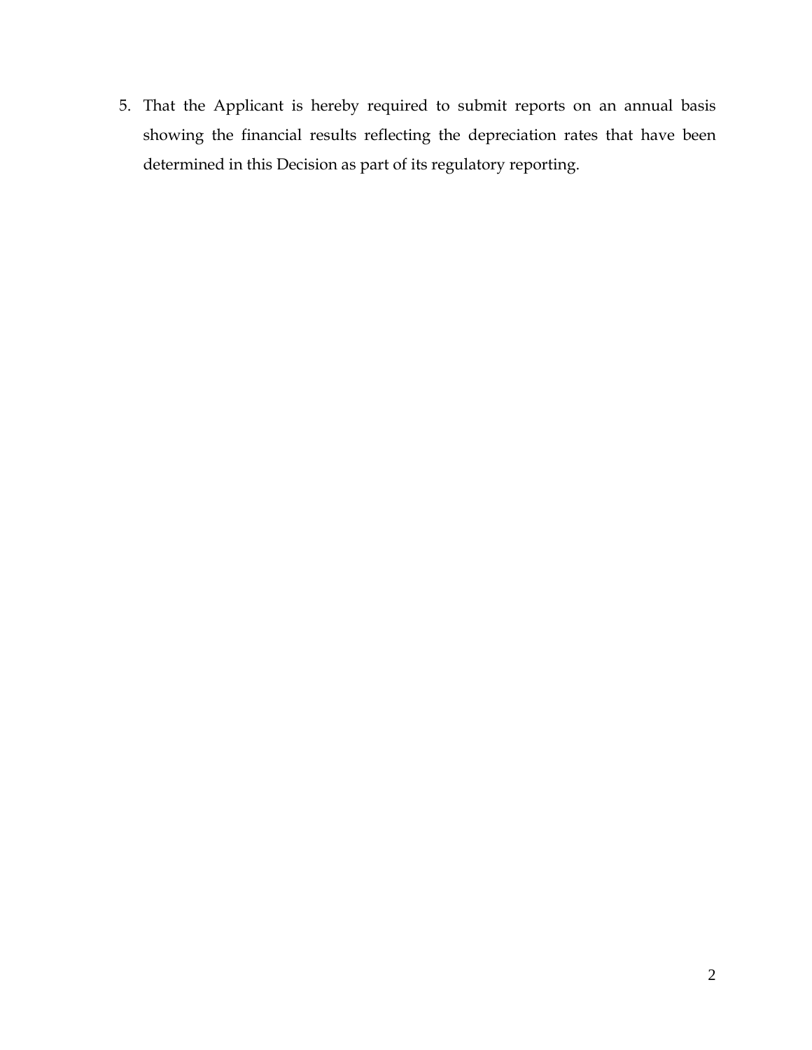5. That the Applicant is hereby required to submit reports on an annual basis showing the financial results reflecting the depreciation rates that have been determined in this Decision as part of its regulatory reporting.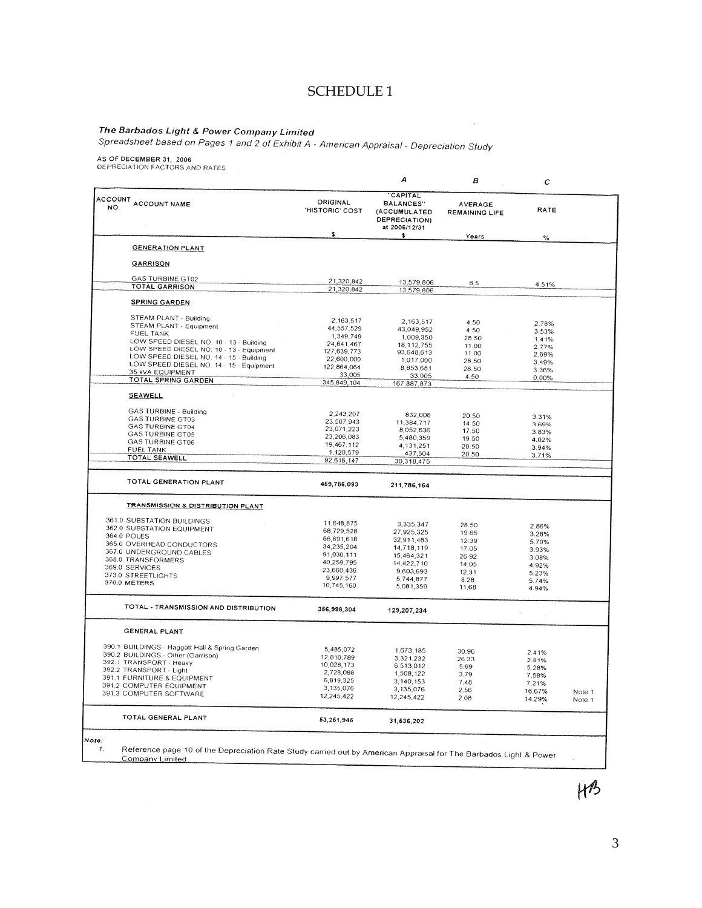# SCHEDULE 1

***The Barbados Light & Power Company Limited***

*Spreadsheet based on Pages 1 and 2 of Exhibit A - American Appraisal - Depreciation Study*

AS OF DECEMBER 31, 2006
DEPRECIATION FACTORS AND RATES

| | | | A | B | C | |
|---|---|---|---|---|---|---|
| ACCOUNT NO. | ACCOUNT NAME | ORIGINAL 'HISTORIC' COST | "CAPITAL BALANCES" (ACCUMULATED DEPRECIATION) at 2006/12/31 | AVERAGE REMAINING LIFE | RATE | |
| | | $ | $ | Years | % | |
| | **GENERATION PLANT** | | | | | |
| | **GARRISON** | | | | | |
| | GAS TURBINE GT02 | 21,320,842 | 13,579,806 | 8.5 | 4.51% | |
| | TOTAL GARRISON | 21,320,842 | 13,579,806 | | | |
| | **SPRING GARDEN** | | | | | |
| | STEAM PLANT - Building | 2,163,517 | 2,163,517 | 4.50 | 2.78% | |
| | STEAM PLANT - Equipment | 44,557,529 | 43,049,952 | 4.50 | 3.53% | |
| | FUEL TANK | 1,349,749 | 1,009,350 | 28.50 | 1.41% | |
| | LOW SPEED DIESEL NO. 10 - 13 - Building | 24,641,467 | 18,112,755 | 11.00 | 2.77% | |
| | LOW SPEED DIESEL NO. 10 - 13 - Equipment | 127,639,773 | 93,648,613 | 11.00 | 2.69% | |
| | LOW SPEED DIESEL NO. 14 - 15 - Building | 22,600,000 | 1,017,000 | 28.50 | 3.49% | |
| | LOW SPEED DIESEL NO. 14 - 15 - Equipment | 122,864,064 | 8,853,681 | 28.50 | 3.36% | |
| | 35 kVA EQUIPMENT | 33,005 | 33,005 | 4.50 | 0.00% | |
| | TOTAL SPRING GARDEN | 345,849,104 | 167,887,873 | | | |
| | **SEAWELL** | | | | | |
| | GAS TURBINE - Building | 2,243,207 | 832,008 | 20.50 | 3.31% | |
| | GAS TURBINE GT03 | 23,507,943 | 11,384,717 | 14.50 | 3.69% | |
| | GAS TURBINE GT04 | 23,071,223 | 8,052,636 | 17.50 | 3.83% | |
| | GAS TURBINE GT05 | 23,206,083 | 5,480,359 | 19.50 | 4.02% | |
| | GAS TURBINE GT06 | 19,467,112 | 4,131,251 | 20.50 | 3.94% | |
| | FUEL TANK | 1,120,579 | 437,504 | 20.50 | 3.71% | |
| | TOTAL SEAWELL | 92,616,147 | 30,318,475 | | | |
| | **TOTAL GENERATION PLANT** | **459,786,093** | **211,786,154** | | | |
| | **TRANSMISSION & DISTRIBUTION PLANT** | | | | | |
| 361.0 | SUBSTATION BUILDINGS | 11,648,875 | 3,335,347 | 28.50 | 2.86% | |
| 362.0 | SUBSTATION EQUIPMENT | 68,729,528 | 27,925,325 | 19.65 | 3.28% | |
| 364.0 | POLES | 66,691,618 | 32,911,483 | 12.39 | 5.70% | |
| 365.0 | OVERHEAD CONDUCTORS | 34,235,204 | 14,718,119 | 17.05 | 3.93% | |
| 367.0 | UNDERGROUND CABLES | 91,030,111 | 15,464,321 | 26.92 | 3.08% | |
| 368.0 | TRANSFORMERS | 40,259,795 | 14,422,710 | 14.05 | 4.92% | |
| 369.0 | SERVICES | 23,660,436 | 9,603,693 | 12.31 | 5.23% | |
| 373.0 | STREETLIGHTS | 9,997,577 | 5,744,877 | 8.28 | 5.74% | |
| 370.0 | METERS | 10,745,160 | 5,081,359 | 11.68 | 4.94% | |
| | **TOTAL - TRANSMISSION AND DISTRIBUTION** | **356,998,304** | **129,207,234** | | | |
| | **GENERAL PLANT** | | | | | |
| 390.1 | BUILDINGS - Haggatt Hall & Spring Garden | 5,485,072 | 1,673,185 | 30.96 | 2.41% | |
| 390.2 | BUILDINGS - Other (Garrison) | 12,810,789 | 3,321,232 | 26.33 | 2.81% | |
| 392.1 | TRANSPORT - Heavy | 10,028,173 | 6,513,012 | 5.69 | 5.28% | |
| 392.2 | TRANSPORT - Light | 2,728,088 | 1,508,122 | 3.79 | 7.58% | |
| 391.1 | FURNITURE & EQUIPMENT | 6,819,325 | 3,140,153 | 7.48 | 7.21% | |
| 391.2 | COMPUTER EQUIPMENT | 3,135,076 | 3,135,076 | 2.56 | 16.67% | Note 1 |
| 391.3 | COMPUTER SOFTWARE | 12,245,422 | 12,245,422 | 2.08 | 14.29% | Note 1 |
| | **TOTAL GENERAL PLANT** | **53,251,945** | **31,536,202** | | | |

*Note:*

1. Reference page 10 of the Depreciation Rate Study carried out by American Appraisal for The Barbados Light & Power Company Limited.

HB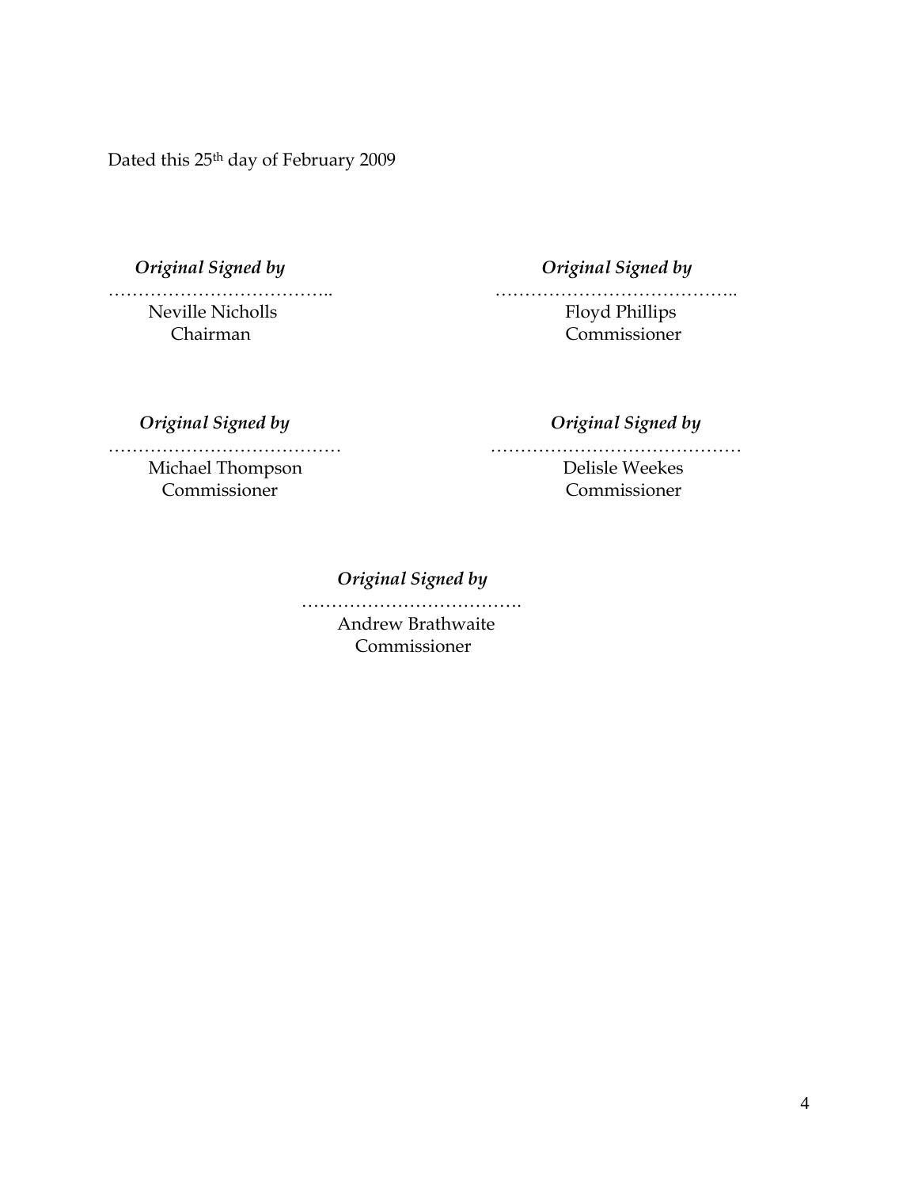Dated this 25th day of February 2009

*Original Signed by*
………………………………..
Neville Nicholls
Chairman

*Original Signed by*
………………………………..
Floyd Phillips
Commissioner

*Original Signed by*
…………………………………
Michael Thompson
Commissioner

*Original Signed by*
……………………………………
Delisle Weekes
Commissioner

*Original Signed by*
……………………………….
Andrew Brathwaite
Commissioner